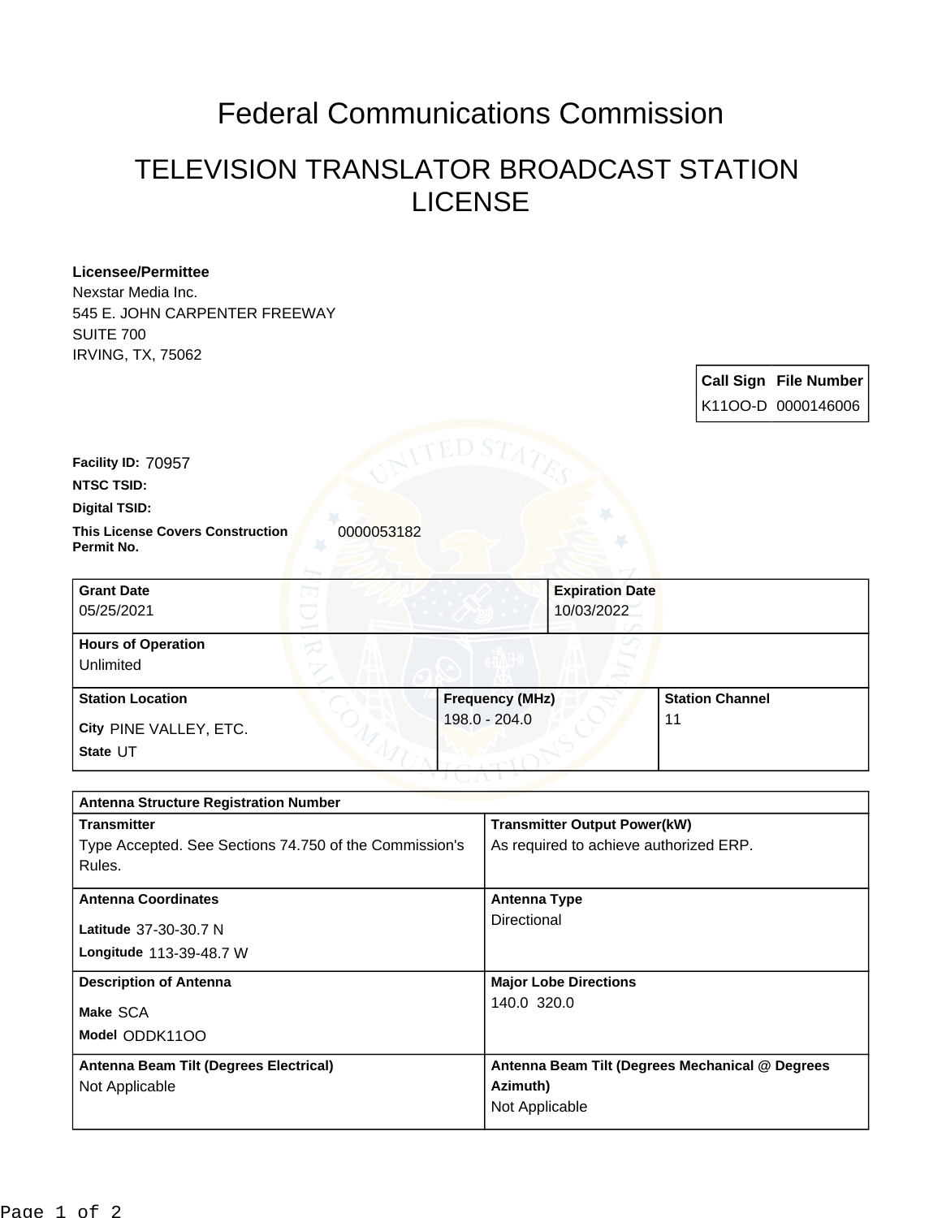# Federal Communications Commission

## TELEVISION TRANSLATOR BROADCAST STATION LICENSE

**Licensee/Permittee**
Nexstar Media Inc.
545 E. JOHN CARPENTER FREEWAY
SUITE 700
IRVING, TX, 75062

| Call Sign | File Number |
| --- | --- |
| K11OO-D | 0000146006 |

**Facility ID:** 70957

**NTSC TSID:**

**Digital TSID:**

**This License Covers Construction Permit No.** 0000053182

| Grant Date | Expiration Date |
| --- | --- |
| 05/25/2021 | 10/03/2022 |

**Hours of Operation**
Unlimited

| Station Location | Frequency (MHz) | Station Channel |
| --- | --- | --- |
| City PINE VALLEY, ETC.<br>State UT | 198.0 - 204.0 | 11 |

**Antenna Structure Registration Number**

| Transmitter | Transmitter Output Power(kW) |
| --- | --- |
| Type Accepted. See Sections 74.750 of the Commission's Rules. | As required to achieve authorized ERP. |

| Antenna Coordinates | Antenna Type |
| --- | --- |
| Latitude 37-30-30.7 N<br>Longitude 113-39-48.7 W | Directional |

| Description of Antenna | Major Lobe Directions |
| --- | --- |
| Make SCA<br>Model ODDK11OO | 140.0 320.0 |

| Antenna Beam Tilt (Degrees Electrical) | Antenna Beam Tilt (Degrees Mechanical @ Degrees Azimuth) |
| --- | --- |
| Not Applicable | Not Applicable |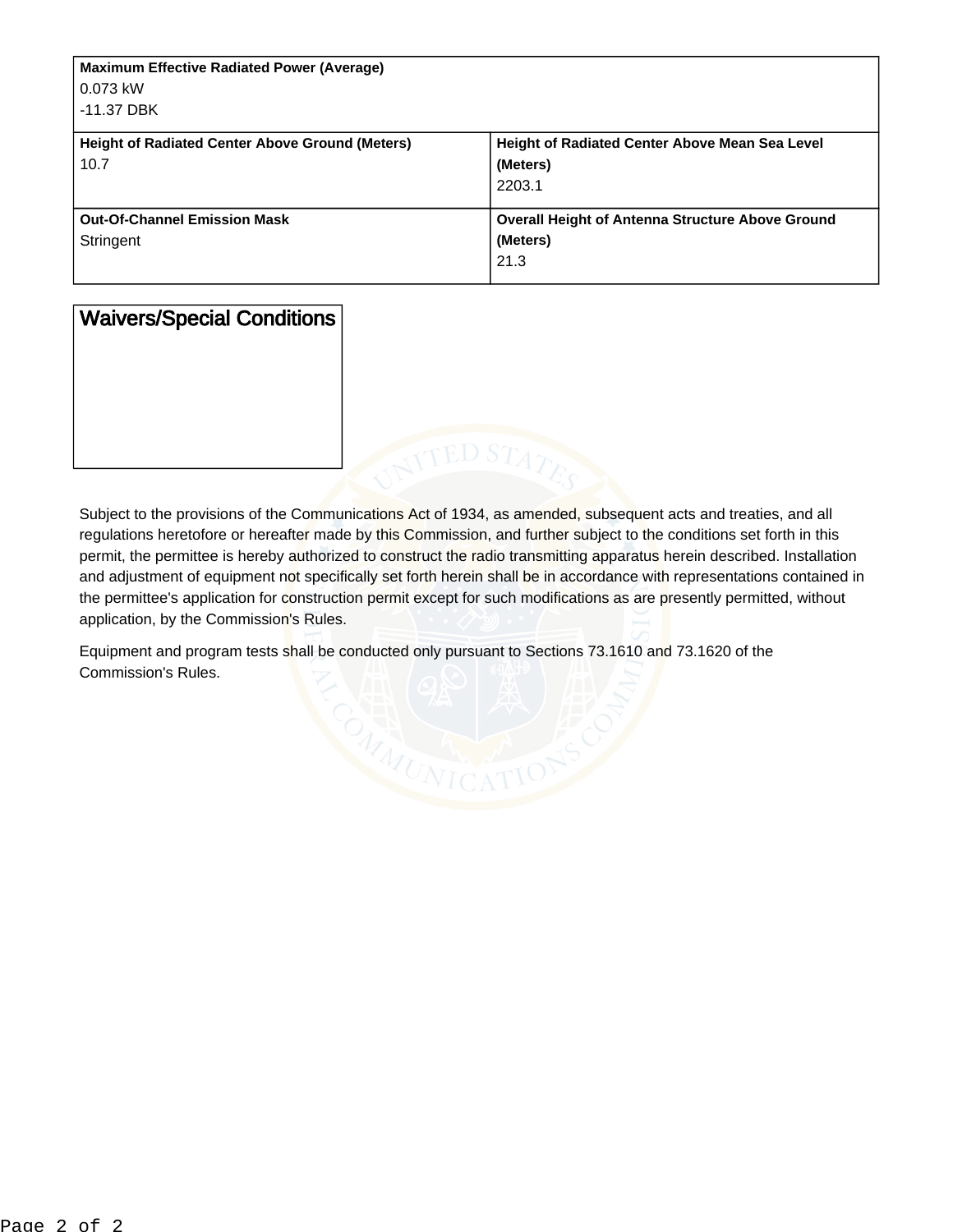| | |
|---|---|
| **Maximum Effective Radiated Power (Average)**<br>0.073 kW<br>-11.37 DBK | |
| **Height of Radiated Center Above Ground (Meters)**<br>10.7 | **Height of Radiated Center Above Mean Sea Level (Meters)**<br>2203.1 |
| **Out-Of-Channel Emission Mask**<br>Stringent | **Overall Height of Antenna Structure Above Ground (Meters)**<br>21.3 |

## Waivers/Special Conditions

Subject to the provisions of the Communications Act of 1934, as amended, subsequent acts and treaties, and all regulations heretofore or hereafter made by this Commission, and further subject to the conditions set forth in this permit, the permittee is hereby authorized to construct the radio transmitting apparatus herein described. Installation and adjustment of equipment not specifically set forth herein shall be in accordance with representations contained in the permittee's application for construction permit except for such modifications as are presently permitted, without application, by the Commission's Rules.

Equipment and program tests shall be conducted only pursuant to Sections 73.1610 and 73.1620 of the Commission's Rules.